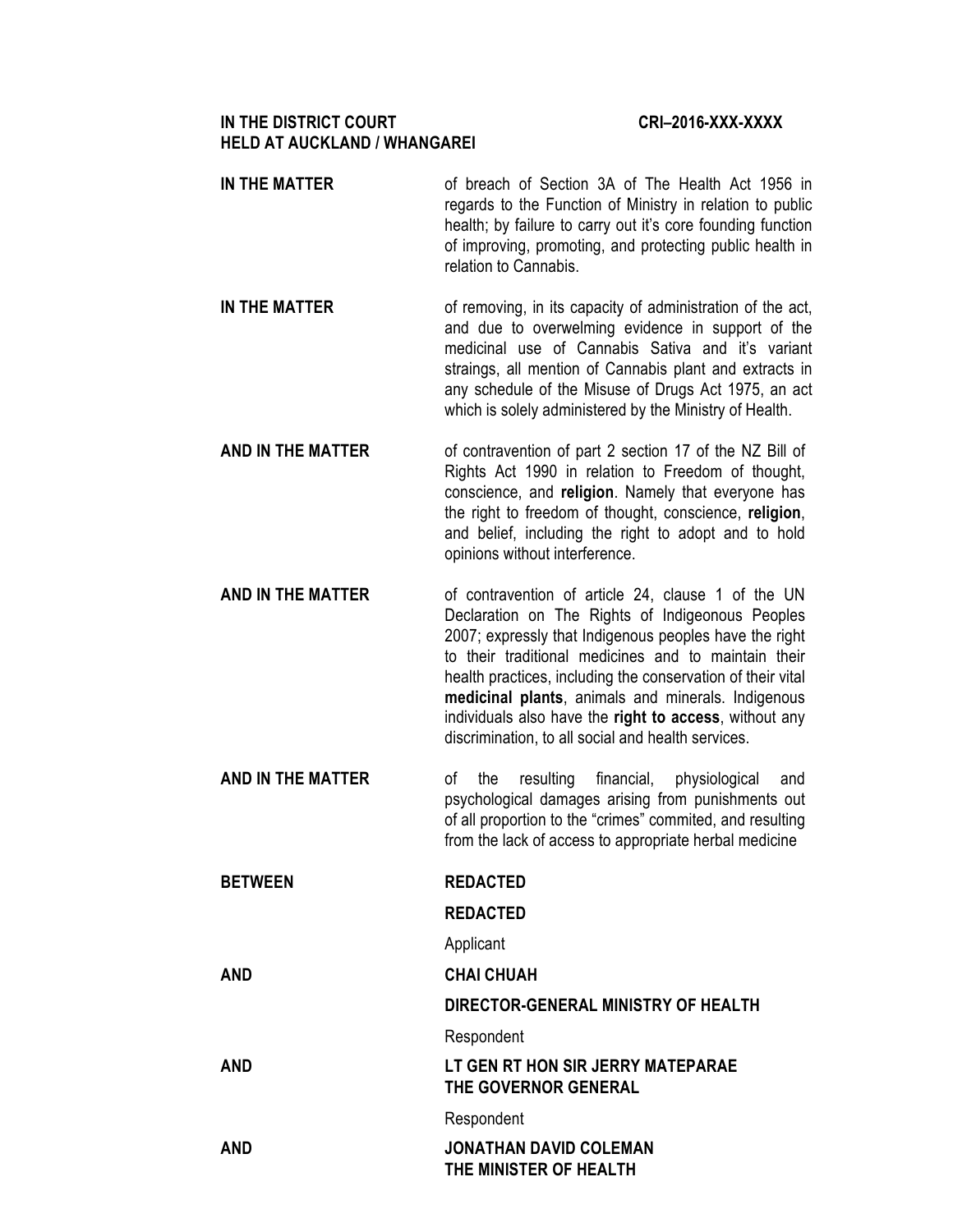**IN THE DISTRICT COURT**  
**HELD AT AUCKLAND / WHANGAREI**

**CRI–2016-XXX-XXXX**

**IN THE MATTER** of breach of Section 3A of The Health Act 1956 in regards to the Function of Ministry in relation to public health; by failure to carry out it's core founding function of improving, promoting, and protecting public health in relation to Cannabis.

**IN THE MATTER** of removing, in its capacity of administration of the act, and due to overwhelming evidence in support of the medicinal use of Cannabis Sativa and it's variant straings, all mention of Cannabis plant and extracts in any schedule of the Misuse of Drugs Act 1975, an act which is solely administered by the Ministry of Health.

**AND IN THE MATTER** of contravention of part 2 section 17 of the NZ Bill of Rights Act 1990 in relation to Freedom of thought, conscience, and **religion**. Namely that everyone has the right to freedom of thought, conscience, **religion**, and belief, including the right to adopt and to hold opinions without interference.

**AND IN THE MATTER** of contravention of article 24, clause 1 of the UN Declaration on The Rights of Indigeonous Peoples 2007; expressly that Indigenous peoples have the right to their traditional medicines and to maintain their health practices, including the conservation of their vital **medicinal plants**, animals and minerals. Indigenous individuals also have the **right to access**, without any discrimination, to all social and health services.

**AND IN THE MATTER** of the resulting financial, physiological and psychological damages arising from punishments out of all proportion to the "crimes" commited, and resulting from the lack of access to appropriate herbal medicine

**BETWEEN** **REDACTED**

**REDACTED**

Applicant

**AND** **CHAI CHUAH**

**DIRECTOR-GENERAL MINISTRY OF HEALTH**

Respondent

**AND** **LT GEN RT HON SIR JERRY MATEPARAE**  
**THE GOVERNOR GENERAL**

Respondent

**AND** **JONATHAN DAVID COLEMAN**  
**THE MINISTER OF HEALTH**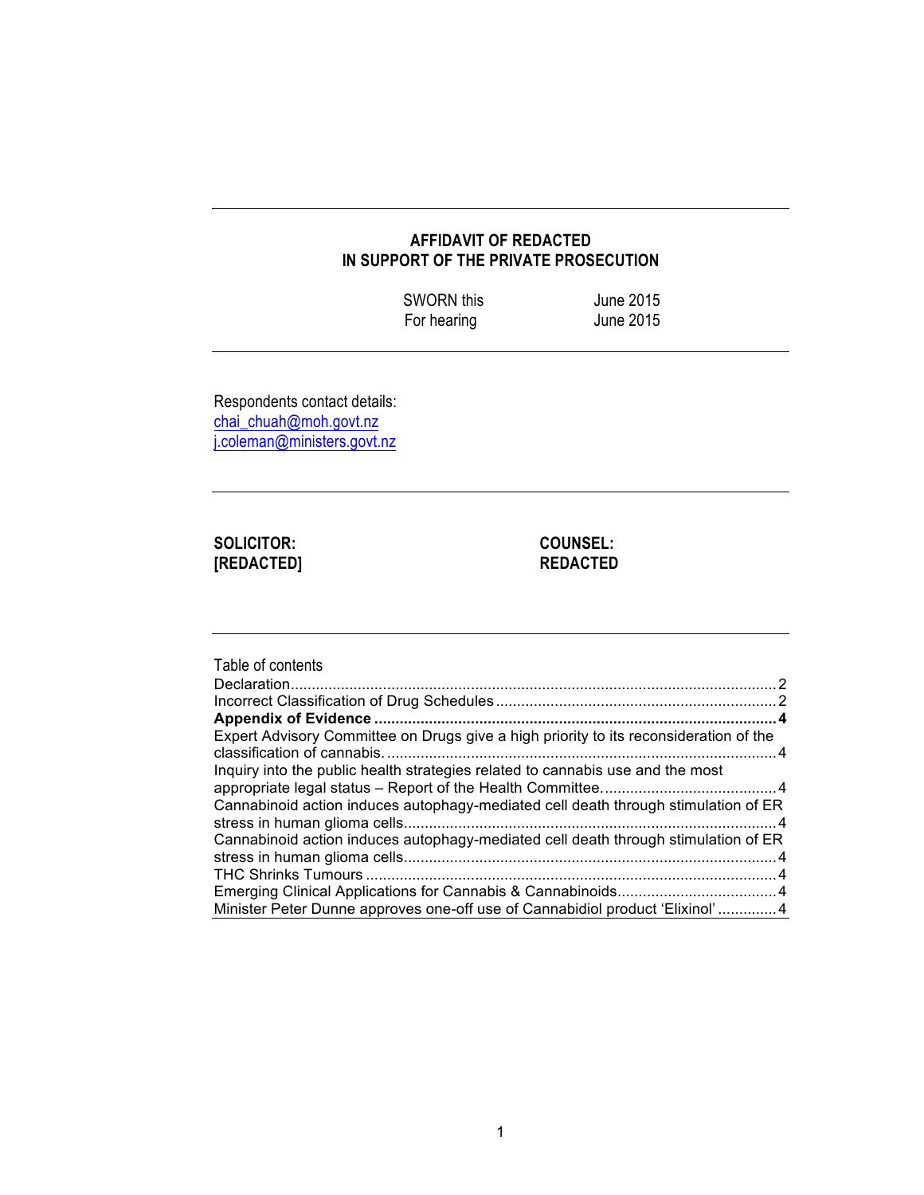**AFFIDAVIT OF REDACTED**
**IN SUPPORT OF THE PRIVATE PROSECUTION**

| | |
|---|---|
| SWORN this | June 2015 |
| For hearing | June 2015 |

Respondents contact details:
chai_chuah@moh.govt.nz
j.coleman@ministers.govt.nz

| **SOLICITOR:** | **COUNSEL:** |
|---|---|
| **[REDACTED]** | **REDACTED** |

Table of contents

Declaration .......... 2
Incorrect Classification of Drug Schedules .......... 2
**Appendix of Evidence .......... 4**
Expert Advisory Committee on Drugs give a high priority to its reconsideration of the classification of cannabis. .......... 4
Inquiry into the public health strategies related to cannabis use and the most appropriate legal status – Report of the Health Committee. .......... 4
Cannabinoid action induces autophagy-mediated cell death through stimulation of ER stress in human glioma cells .......... 4
Cannabinoid action induces autophagy-mediated cell death through stimulation of ER stress in human glioma cells .......... 4
THC Shrinks Tumours .......... 4
Emerging Clinical Applications for Cannabis & Cannabinoids .......... 4
Minister Peter Dunne approves one-off use of Cannabidiol product 'Elixinol' .......... 4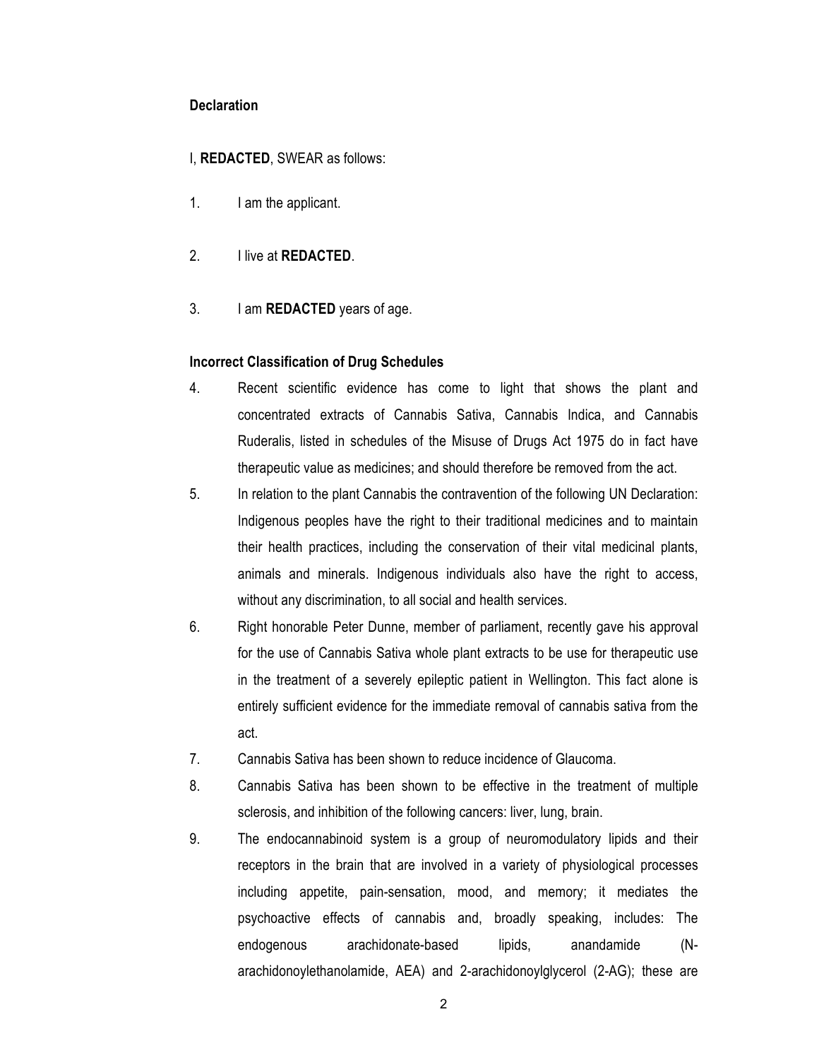**Declaration**

I, **REDACTED**, SWEAR as follows:

1. I am the applicant.

2. I live at **REDACTED**.

3. I am **REDACTED** years of age.

**Incorrect Classification of Drug Schedules**

4. Recent scientific evidence has come to light that shows the plant and concentrated extracts of Cannabis Sativa, Cannabis Indica, and Cannabis Ruderalis, listed in schedules of the Misuse of Drugs Act 1975 do in fact have therapeutic value as medicines; and should therefore be removed from the act.

5. In relation to the plant Cannabis the contravention of the following UN Declaration: Indigenous peoples have the right to their traditional medicines and to maintain their health practices, including the conservation of their vital medicinal plants, animals and minerals. Indigenous individuals also have the right to access, without any discrimination, to all social and health services.

6. Right honorable Peter Dunne, member of parliament, recently gave his approval for the use of Cannabis Sativa whole plant extracts to be use for therapeutic use in the treatment of a severely epileptic patient in Wellington. This fact alone is entirely sufficient evidence for the immediate removal of cannabis sativa from the act.

7. Cannabis Sativa has been shown to reduce incidence of Glaucoma.

8. Cannabis Sativa has been shown to be effective in the treatment of multiple sclerosis, and inhibition of the following cancers: liver, lung, brain.

9. The endocannabinoid system is a group of neuromodulatory lipids and their receptors in the brain that are involved in a variety of physiological processes including appetite, pain-sensation, mood, and memory; it mediates the psychoactive effects of cannabis and, broadly speaking, includes: The endogenous arachidonate-based lipids, anandamide (N-arachidonoylethanolamide, AEA) and 2-arachidonoylglycerol (2-AG); these are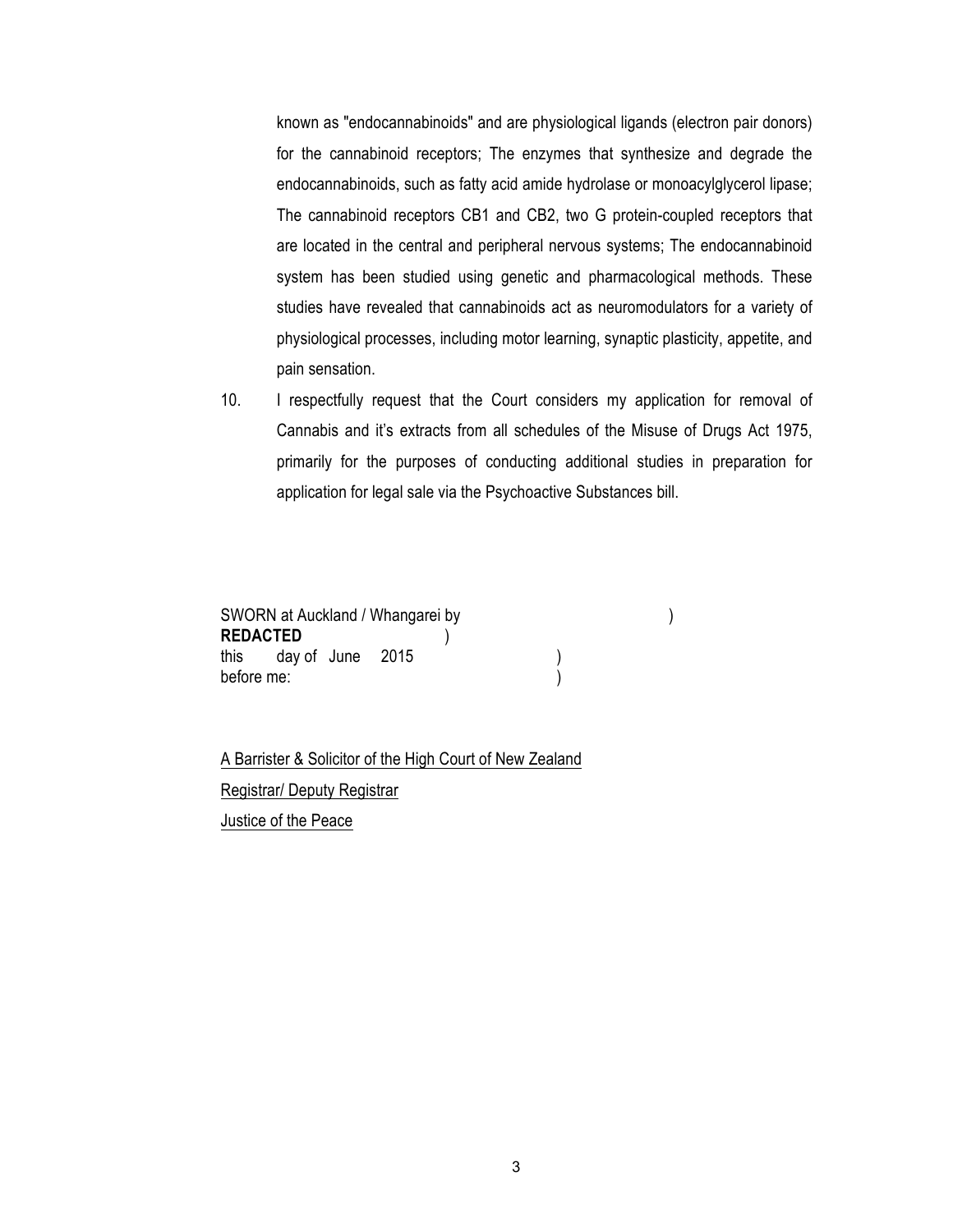known as "endocannabinoids" and are physiological ligands (electron pair donors) for the cannabinoid receptors; The enzymes that synthesize and degrade the endocannabinoids, such as fatty acid amide hydrolase or monoacylglycerol lipase; The cannabinoid receptors CB1 and CB2, two G protein-coupled receptors that are located in the central and peripheral nervous systems; The endocannabinoid system has been studied using genetic and pharmacological methods. These studies have revealed that cannabinoids act as neuromodulators for a variety of physiological processes, including motor learning, synaptic plasticity, appetite, and pain sensation.

10. I respectfully request that the Court considers my application for removal of Cannabis and it's extracts from all schedules of the Misuse of Drugs Act 1975, primarily for the purposes of conducting additional studies in preparation for application for legal sale via the Psychoactive Substances bill.

SWORN at Auckland / Whangarei by )
**REDACTED** )
this day of June 2015 )
before me: )

A Barrister & Solicitor of the High Court of New Zealand

Registrar/ Deputy Registrar

Justice of the Peace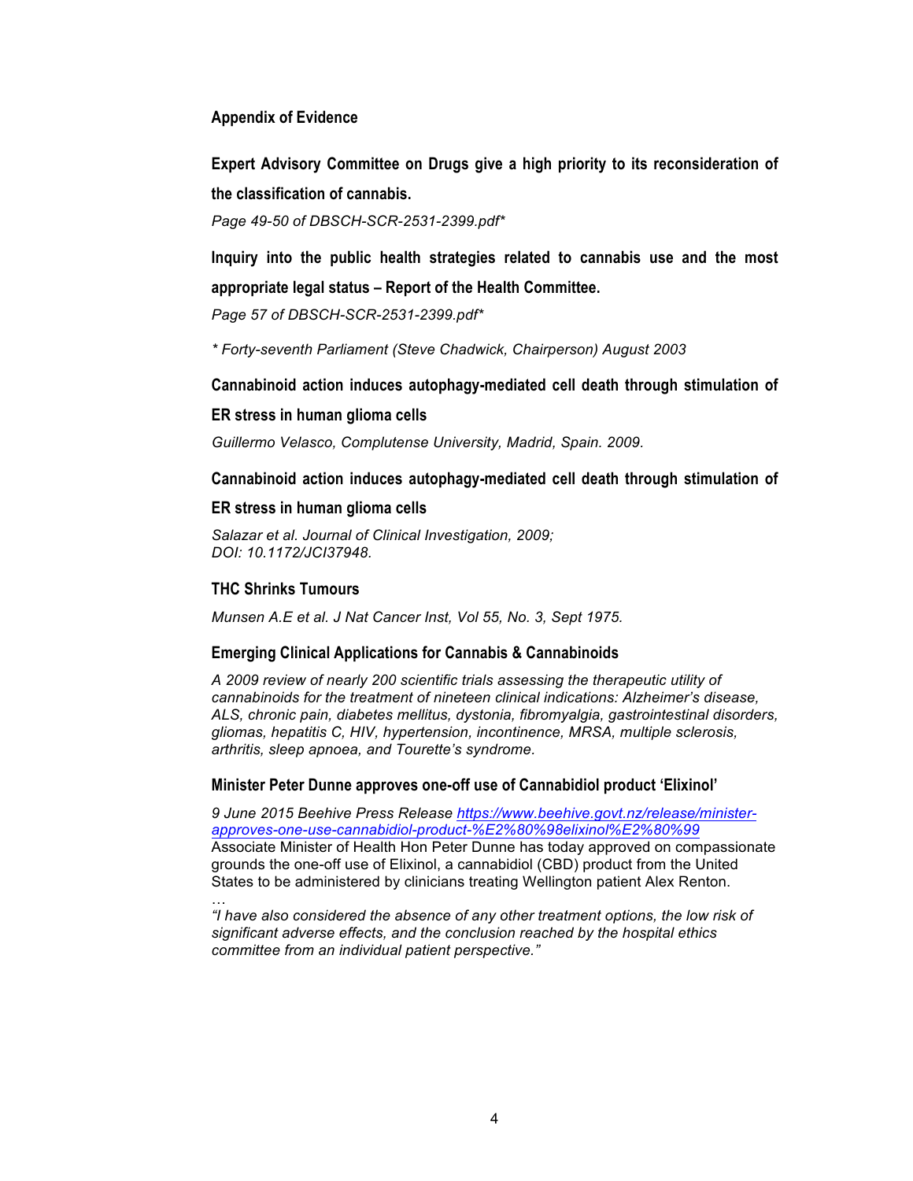**Appendix of Evidence**

**Expert Advisory Committee on Drugs give a high priority to its reconsideration of the classification of cannabis.**

*Page 49-50 of DBSCH-SCR-2531-2399.pdf**

**Inquiry into the public health strategies related to cannabis use and the most appropriate legal status – Report of the Health Committee.**

*Page 57 of DBSCH-SCR-2531-2399.pdf**

*\* Forty-seventh Parliament (Steve Chadwick, Chairperson) August 2003*

**Cannabinoid action induces autophagy-mediated cell death through stimulation of ER stress in human glioma cells**

*Guillermo Velasco, Complutense University, Madrid, Spain. 2009.*

**Cannabinoid action induces autophagy-mediated cell death through stimulation of ER stress in human glioma cells**

*Salazar et al. Journal of Clinical Investigation, 2009;*
*DOI: 10.1172/JCI37948.*

**THC Shrinks Tumours**

*Munsen A.E et al. J Nat Cancer Inst, Vol 55, No. 3, Sept 1975.*

**Emerging Clinical Applications for Cannabis & Cannabinoids**

*A 2009 review of nearly 200 scientific trials assessing the therapeutic utility of cannabinoids for the treatment of nineteen clinical indications: Alzheimer's disease, ALS, chronic pain, diabetes mellitus, dystonia, fibromyalgia, gastrointestinal disorders, gliomas, hepatitis C, HIV, hypertension, incontinence, MRSA, multiple sclerosis, arthritis, sleep apnoea, and Tourette's syndrome.*

**Minister Peter Dunne approves one-off use of Cannabidiol product 'Elixinol'**

*9 June 2015 Beehive Press Release [https://www.beehive.govt.nz/release/minister-approves-one-use-cannabidiol-product-%E2%80%98elixinol%E2%80%99](https://www.beehive.govt.nz/release/minister-approves-one-use-cannabidiol-product-%E2%80%98elixinol%E2%80%99)*
Associate Minister of Health Hon Peter Dunne has today approved on compassionate grounds the one-off use of Elixinol, a cannabidiol (CBD) product from the United States to be administered by clinicians treating Wellington patient Alex Renton.
…
*"I have also considered the absence of any other treatment options, the low risk of significant adverse effects, and the conclusion reached by the hospital ethics committee from an individual patient perspective."*